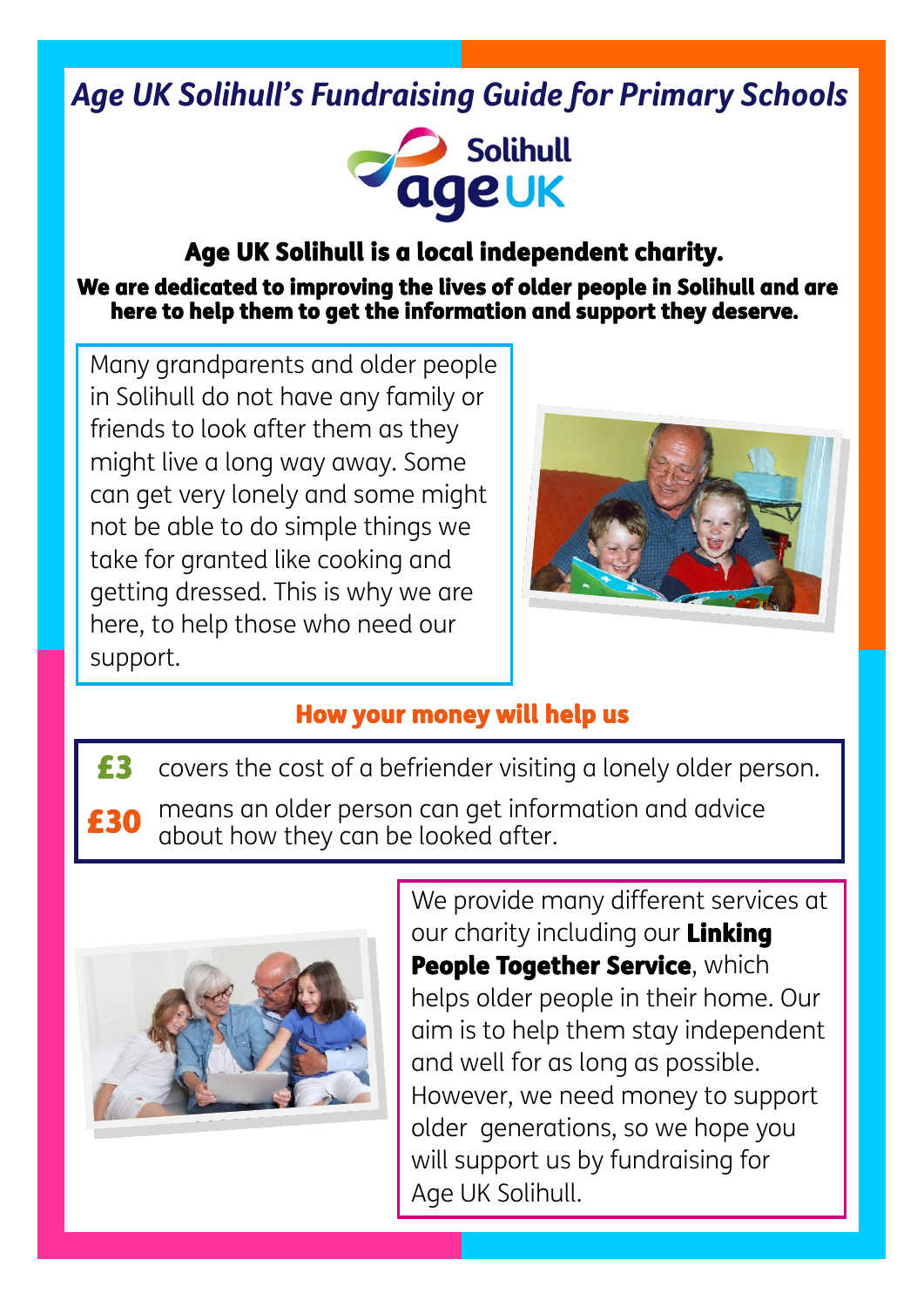# *Age UK Solihull's Fundraising Guide for Primary Schools*

Solihull age UK

**Age UK Solihull is a local independent charity.**

**We are dedicated to improving the lives of older people in Solihull and are here to help them to get the information and support they deserve.**

Many grandparents and older people in Solihull do not have any family or friends to look after them as they might live a long way away. Some can get very lonely and some might not be able to do simple things we take for granted like cooking and getting dressed. This is why we are here, to help those who need our support.

## How your money will help us

**£3** covers the cost of a befriender visiting a lonely older person.

**£30** means an older person can get information and advice about how they can be looked after.

We provide many different services at our charity including our **Linking People Together Service**, which helps older people in their home. Our aim is to help them stay independent and well for as long as possible. However, we need money to support older generations, so we hope you will support us by fundraising for Age UK Solihull.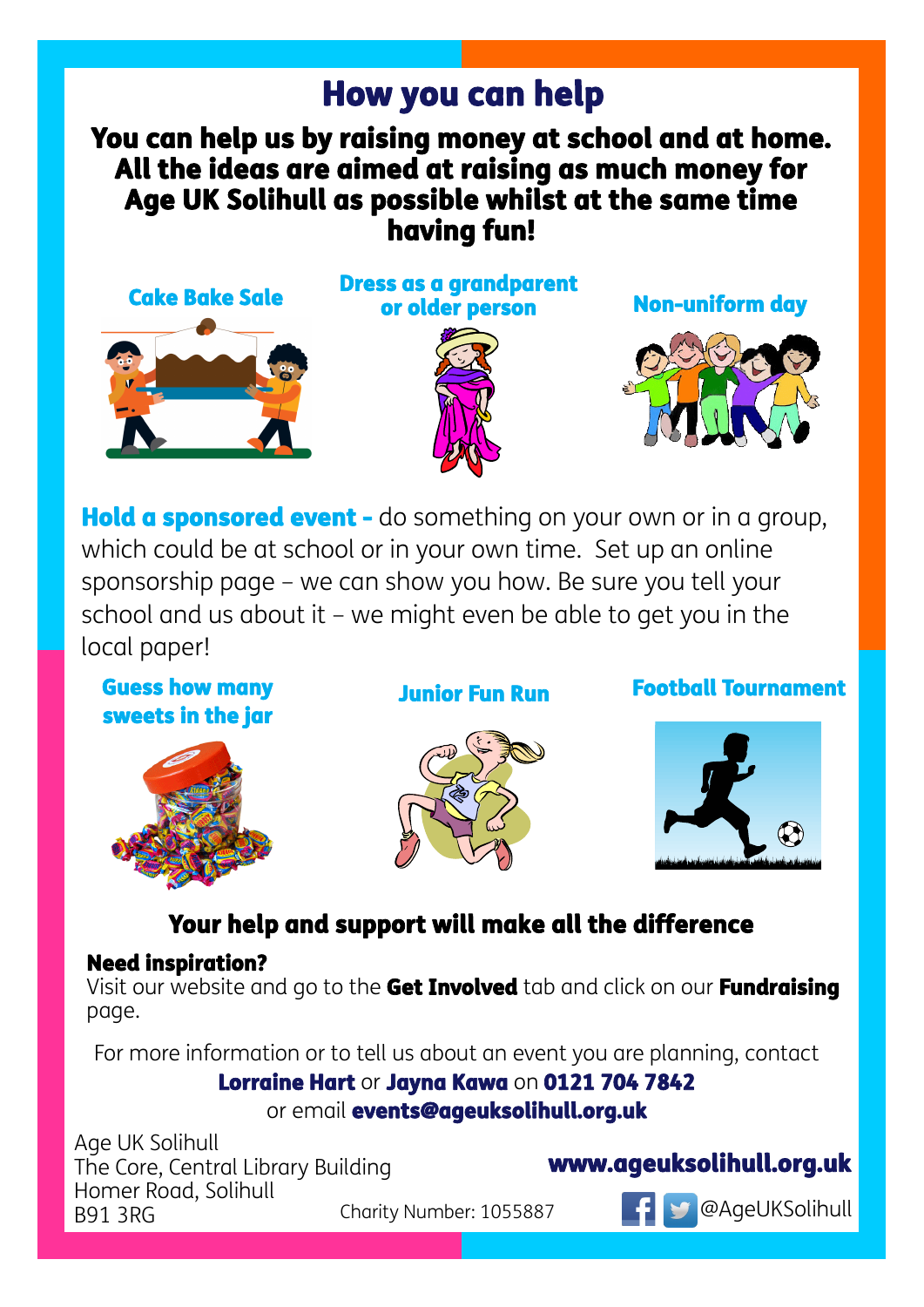# How you can help

**You can help us by raising money at school and at home. All the ideas are aimed at raising as much money for Age UK Solihull as possible whilst at the same time having fun!**

**Cake Bake Sale**

**Dress as a grandparent or older person**

**Non-uniform day**

**Hold a sponsored event -** do something on your own or in a group, which could be at school or in your own time. Set up an online sponsorship page – we can show you how. Be sure you tell your school and us about it – we might even be able to get you in the local paper!

**Guess how many sweets in the jar**

**Junior Fun Run**

**Football Tournament**

**Your help and support will make all the difference**

**Need inspiration?**
Visit our website and go to the **Get Involved** tab and click on our **Fundraising** page.

For more information or to tell us about an event you are planning, contact **Lorraine Hart** or **Jayna Kawa** on **0121 704 7842** or email **events@ageuksolihull.org.uk**

Age UK Solihull
The Core, Central Library Building
Homer Road, Solihull
B91 3RG

Charity Number: 1055887

**www.ageuksolihull.org.uk**

@AgeUKSolihull